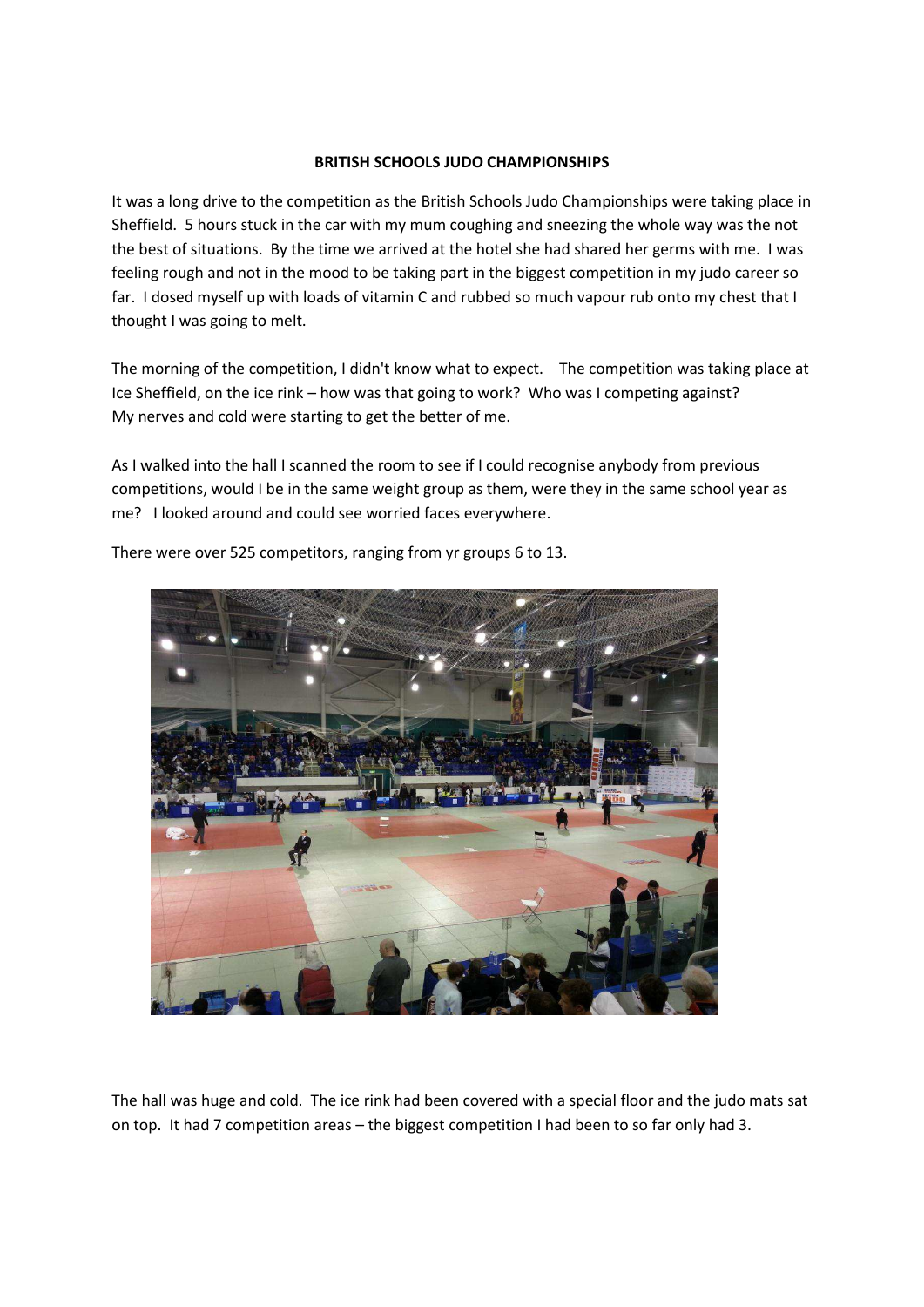# BRITISH SCHOOLS JUDO CHAMPIONSHIPS

It was a long drive to the competition as the British Schools Judo Championships were taking place in Sheffield. 5 hours stuck in the car with my mum coughing and sneezing the whole way was the not the best of situations. By the time we arrived at the hotel she had shared her germs with me. I was feeling rough and not in the mood to be taking part in the biggest competition in my judo career so far. I dosed myself up with loads of vitamin C and rubbed so much vapour rub onto my chest that I thought I was going to melt.

The morning of the competition, I didn't know what to expect. The competition was taking place at Ice Sheffield, on the ice rink – how was that going to work? Who was I competing against? My nerves and cold were starting to get the better of me.

As I walked into the hall I scanned the room to see if I could recognise anybody from previous competitions, would I be in the same weight group as them, were they in the same school year as me? I looked around and could see worried faces everywhere.

There were over 525 competitors, ranging from yr groups 6 to 13.

The hall was huge and cold. The ice rink had been covered with a special floor and the judo mats sat on top. It had 7 competition areas – the biggest competition I had been to so far only had 3.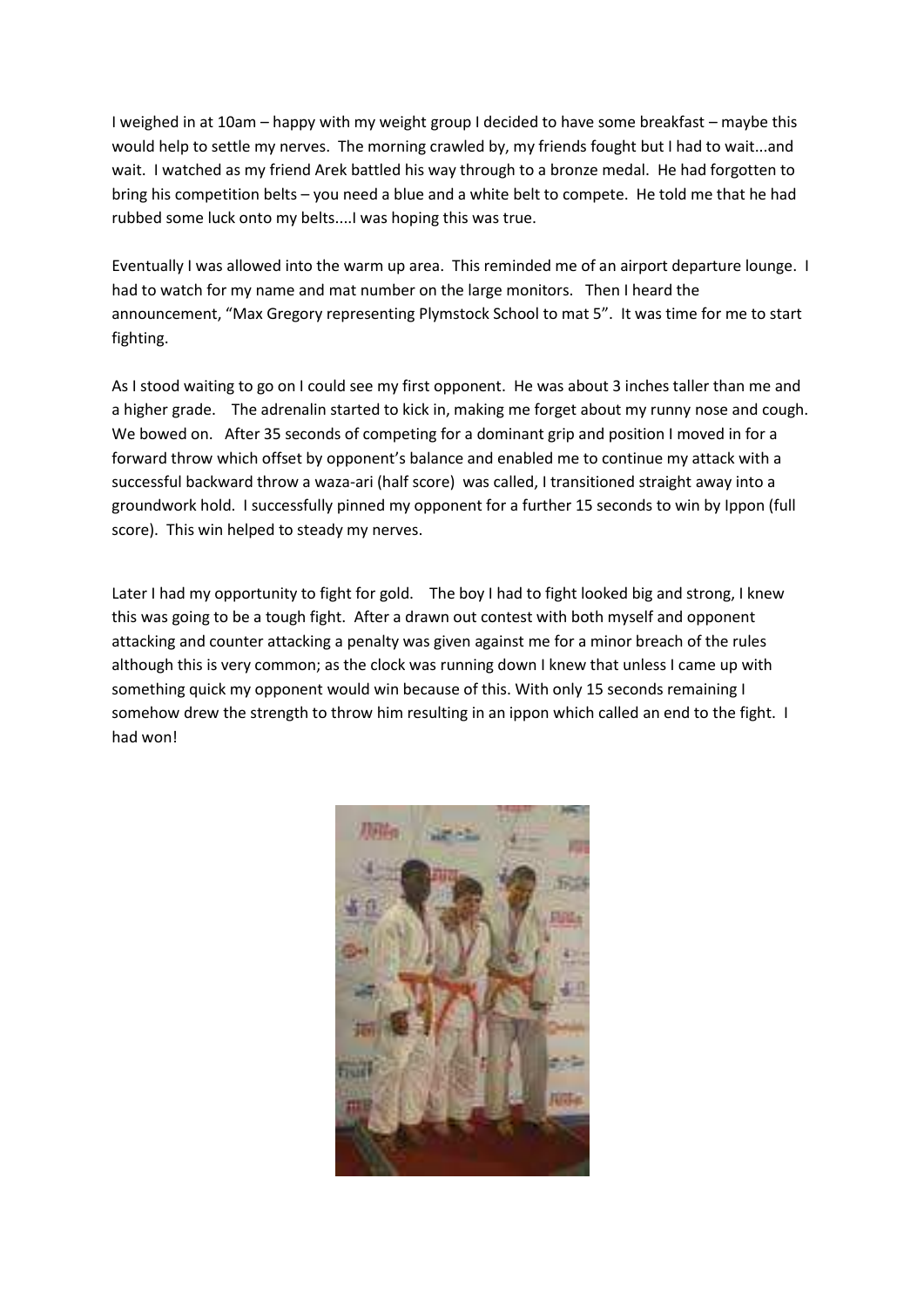I weighed in at 10am – happy with my weight group I decided to have some breakfast – maybe this would help to settle my nerves. The morning crawled by, my friends fought but I had to wait...and wait. I watched as my friend Arek battled his way through to a bronze medal. He had forgotten to bring his competition belts – you need a blue and a white belt to compete. He told me that he had rubbed some luck onto my belts....I was hoping this was true.

Eventually I was allowed into the warm up area. This reminded me of an airport departure lounge. I had to watch for my name and mat number on the large monitors. Then I heard the announcement, "Max Gregory representing Plymstock School to mat 5". It was time for me to start fighting.

As I stood waiting to go on I could see my first opponent. He was about 3 inches taller than me and a higher grade. The adrenalin started to kick in, making me forget about my runny nose and cough. We bowed on. After 35 seconds of competing for a dominant grip and position I moved in for a forward throw which offset by opponent's balance and enabled me to continue my attack with a successful backward throw a waza-ari (half score) was called, I transitioned straight away into a groundwork hold. I successfully pinned my opponent for a further 15 seconds to win by Ippon (full score). This win helped to steady my nerves.

Later I had my opportunity to fight for gold. The boy I had to fight looked big and strong, I knew this was going to be a tough fight. After a drawn out contest with both myself and opponent attacking and counter attacking a penalty was given against me for a minor breach of the rules although this is very common; as the clock was running down I knew that unless I came up with something quick my opponent would win because of this. With only 15 seconds remaining I somehow drew the strength to throw him resulting in an ippon which called an end to the fight. I had won!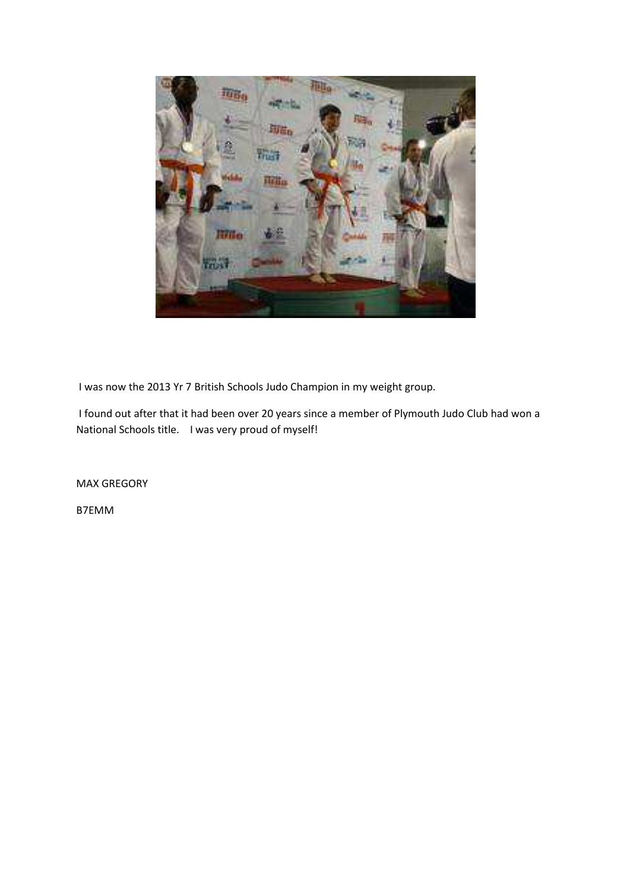I was now the 2013 Yr 7 British Schools Judo Champion in my weight group.

I found out after that it had been over 20 years since a member of Plymouth Judo Club had won a National Schools title. I was very proud of myself!

MAX GREGORY

B7EMM